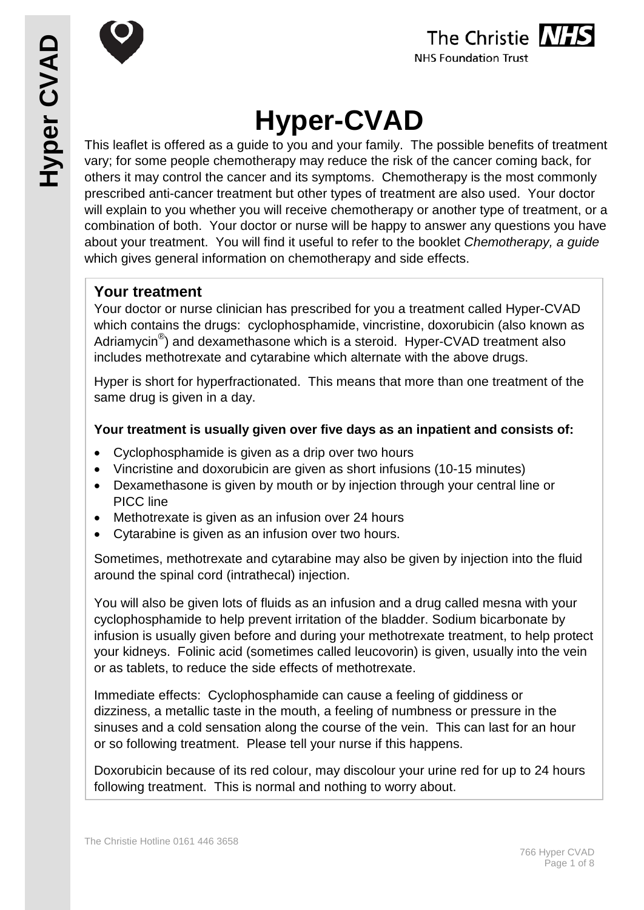# Hyper-CVAD

This leaflet is offered as a guide to you and your family. The possible benefits of treatment vary; for some people chemotherapy may reduce the risk of the cancer coming back, for others it may control the cancer and its symptoms. Chemotherapy is the most commonly prescribed anti-cancer treatment but other types of treatment are also used. Your doctor will explain to you whether you will receive chemotherapy or another type of treatment, or a combination of both. Your doctor or nurse will be happy to answer any questions you have about your treatment. You will find it useful to refer to the booklet *Chemotherapy, a guide* which gives general information on chemotherapy and side effects.

## Your treatment

Your doctor or nurse clinician has prescribed for you a treatment called Hyper-CVAD which contains the drugs: cyclophosphamide, vincristine, doxorubicin (also known as Adriamycin®) and dexamethasone which is a steroid. Hyper-CVAD treatment also includes methotrexate and cytarabine which alternate with the above drugs.

Hyper is short for hyperfractionated. This means that more than one treatment of the same drug is given in a day.

**Your treatment is usually given over five days as an inpatient and consists of:**

- Cyclophosphamide is given as a drip over two hours
- Vincristine and doxorubicin are given as short infusions (10-15 minutes)
- Dexamethasone is given by mouth or by injection through your central line or PICC line
- Methotrexate is given as an infusion over 24 hours
- Cytarabine is given as an infusion over two hours.

Sometimes, methotrexate and cytarabine may also be given by injection into the fluid around the spinal cord (intrathecal) injection.

You will also be given lots of fluids as an infusion and a drug called mesna with your cyclophosphamide to help prevent irritation of the bladder. Sodium bicarbonate by infusion is usually given before and during your methotrexate treatment, to help protect your kidneys. Folinic acid (sometimes called leucovorin) is given, usually into the vein or as tablets, to reduce the side effects of methotrexate.

Immediate effects: Cyclophosphamide can cause a feeling of giddiness or dizziness, a metallic taste in the mouth, a feeling of numbness or pressure in the sinuses and a cold sensation along the course of the vein. This can last for an hour or so following treatment. Please tell your nurse if this happens.

Doxorubicin because of its red colour, may discolour your urine red for up to 24 hours following treatment. This is normal and nothing to worry about.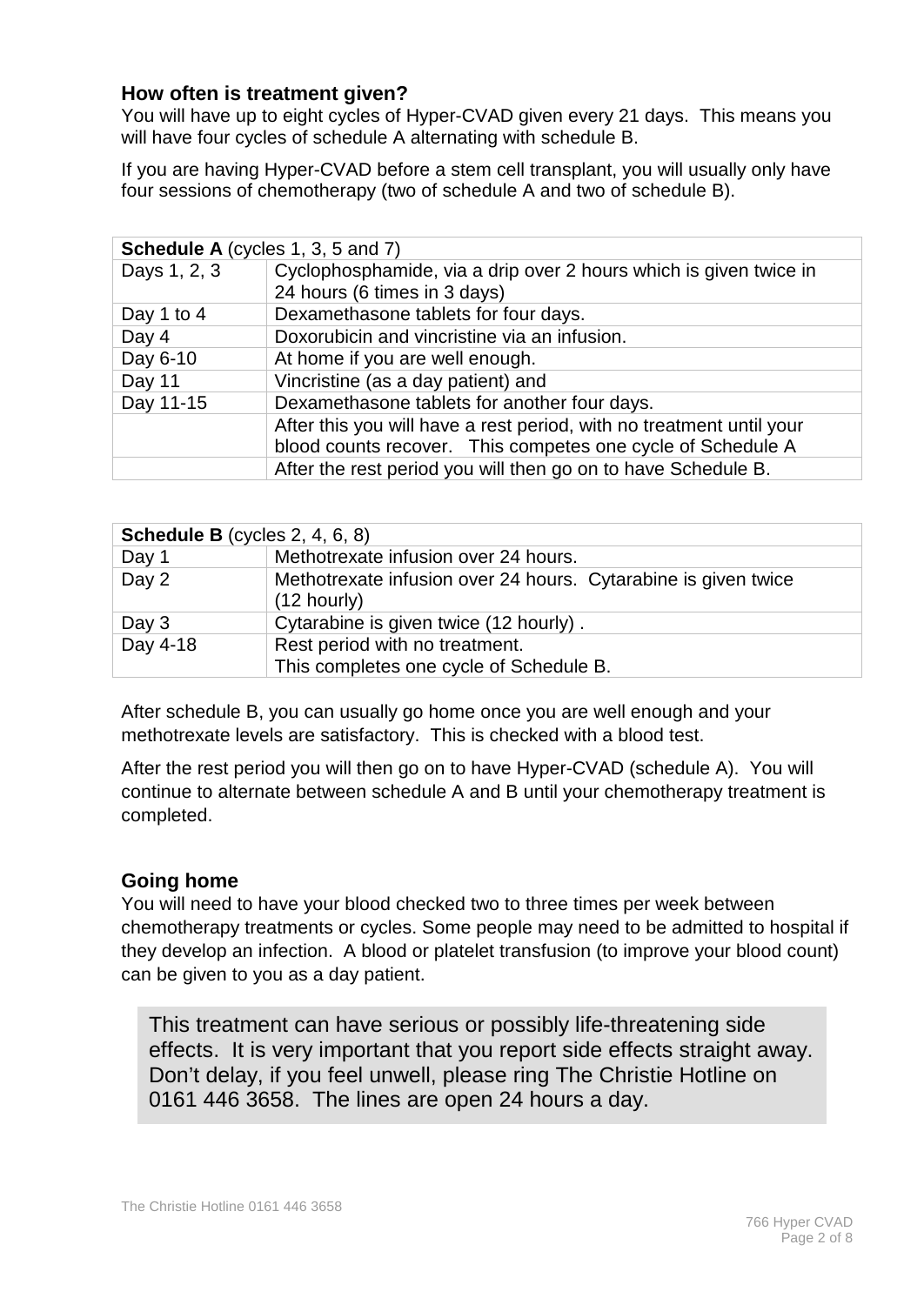## How often is treatment given?

You will have up to eight cycles of Hyper-CVAD given every 21 days. This means you will have four cycles of schedule A alternating with schedule B.

If you are having Hyper-CVAD before a stem cell transplant, you will usually only have four sessions of chemotherapy (two of schedule A and two of schedule B).

| **Schedule A** (cycles 1, 3, 5 and 7) | |
|---|---|
| Days 1, 2, 3 | Cyclophosphamide, via a drip over 2 hours which is given twice in 24 hours (6 times in 3 days) |
| Day 1 to 4 | Dexamethasone tablets for four days. |
| Day 4 | Doxorubicin and vincristine via an infusion. |
| Day 6-10 | At home if you are well enough. |
| Day 11 | Vincristine (as a day patient) and |
| Day 11-15 | Dexamethasone tablets for another four days. |
| | After this you will have a rest period, with no treatment until your blood counts recover. This competes one cycle of Schedule A |
| | After the rest period you will then go on to have Schedule B. |

| **Schedule B** (cycles 2, 4, 6, 8) | |
|---|---|
| Day 1 | Methotrexate infusion over 24 hours. |
| Day 2 | Methotrexate infusion over 24 hours. Cytarabine is given twice (12 hourly) |
| Day 3 | Cytarabine is given twice (12 hourly) . |
| Day 4-18 | Rest period with no treatment.<br>This completes one cycle of Schedule B. |

After schedule B, you can usually go home once you are well enough and your methotrexate levels are satisfactory. This is checked with a blood test.

After the rest period you will then go on to have Hyper-CVAD (schedule A). You will continue to alternate between schedule A and B until your chemotherapy treatment is completed.

## Going home

You will need to have your blood checked two to three times per week between chemotherapy treatments or cycles. Some people may need to be admitted to hospital if they develop an infection. A blood or platelet transfusion (to improve your blood count) can be given to you as a day patient.

> This treatment can have serious or possibly life-threatening side effects. It is very important that you report side effects straight away. Don't delay, if you feel unwell, please ring The Christie Hotline on 0161 446 3658. The lines are open 24 hours a day.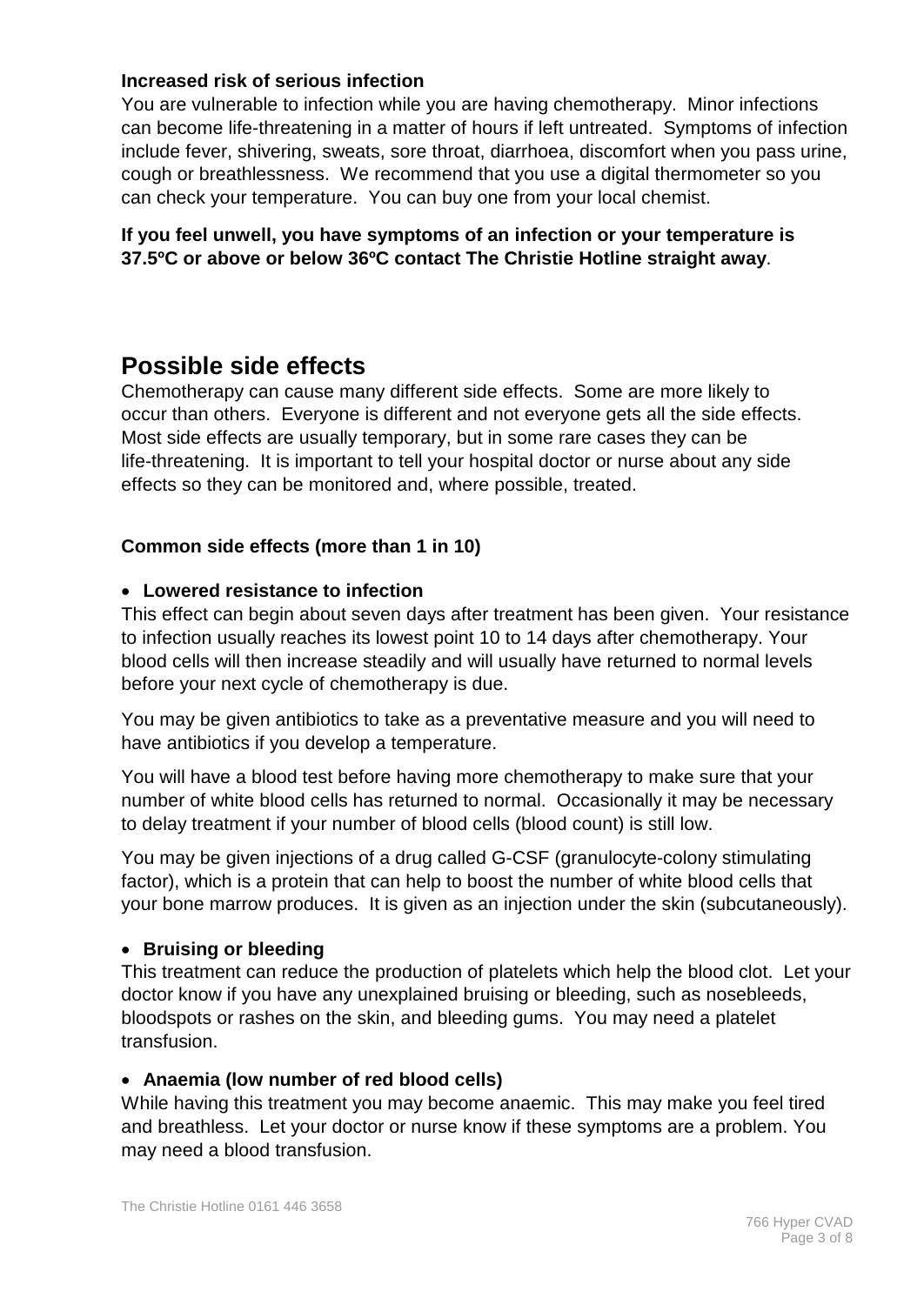**Increased risk of serious infection**

You are vulnerable to infection while you are having chemotherapy. Minor infections can become life-threatening in a matter of hours if left untreated. Symptoms of infection include fever, shivering, sweats, sore throat, diarrhoea, discomfort when you pass urine, cough or breathlessness. We recommend that you use a digital thermometer so you can check your temperature. You can buy one from your local chemist.

**If you feel unwell, you have symptoms of an infection or your temperature is 37.5ºC or above or below 36ºC contact The Christie Hotline straight away**.

## Possible side effects

Chemotherapy can cause many different side effects. Some are more likely to occur than others. Everyone is different and not everyone gets all the side effects. Most side effects are usually temporary, but in some rare cases they can be life-threatening. It is important to tell your hospital doctor or nurse about any side effects so they can be monitored and, where possible, treated.

### Common side effects (more than 1 in 10)

- **Lowered resistance to infection**

This effect can begin about seven days after treatment has been given. Your resistance to infection usually reaches its lowest point 10 to 14 days after chemotherapy. Your blood cells will then increase steadily and will usually have returned to normal levels before your next cycle of chemotherapy is due.

You may be given antibiotics to take as a preventative measure and you will need to have antibiotics if you develop a temperature.

You will have a blood test before having more chemotherapy to make sure that your number of white blood cells has returned to normal. Occasionally it may be necessary to delay treatment if your number of blood cells (blood count) is still low.

You may be given injections of a drug called G-CSF (granulocyte-colony stimulating factor), which is a protein that can help to boost the number of white blood cells that your bone marrow produces. It is given as an injection under the skin (subcutaneously).

- **Bruising or bleeding**

This treatment can reduce the production of platelets which help the blood clot. Let your doctor know if you have any unexplained bruising or bleeding, such as nosebleeds, bloodspots or rashes on the skin, and bleeding gums. You may need a platelet transfusion.

- **Anaemia (low number of red blood cells)**

While having this treatment you may become anaemic. This may make you feel tired and breathless. Let your doctor or nurse know if these symptoms are a problem. You may need a blood transfusion.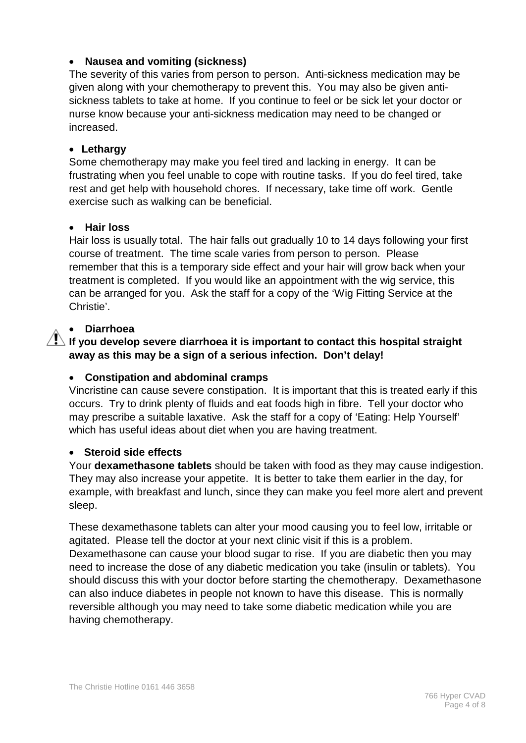- **Nausea and vomiting (sickness)**

The severity of this varies from person to person. Anti-sickness medication may be given along with your chemotherapy to prevent this. You may also be given anti-sickness tablets to take at home. If you continue to feel or be sick let your doctor or nurse know because your anti-sickness medication may need to be changed or increased.

- **Lethargy**

Some chemotherapy may make you feel tired and lacking in energy. It can be frustrating when you feel unable to cope with routine tasks. If you do feel tired, take rest and get help with household chores. If necessary, take time off work. Gentle exercise such as walking can be beneficial.

- **Hair loss**

Hair loss is usually total. The hair falls out gradually 10 to 14 days following your first course of treatment. The time scale varies from person to person. Please remember that this is a temporary side effect and your hair will grow back when your treatment is completed. If you would like an appointment with the wig service, this can be arranged for you. Ask the staff for a copy of the 'Wig Fitting Service at the Christie'.

- **Diarrhoea**

**If you develop severe diarrhoea it is important to contact this hospital straight away as this may be a sign of a serious infection. Don't delay!**

- **Constipation and abdominal cramps**

Vincristine can cause severe constipation. It is important that this is treated early if this occurs. Try to drink plenty of fluids and eat foods high in fibre. Tell your doctor who may prescribe a suitable laxative. Ask the staff for a copy of 'Eating: Help Yourself' which has useful ideas about diet when you are having treatment.

- **Steroid side effects**

Your **dexamethasone tablets** should be taken with food as they may cause indigestion. They may also increase your appetite. It is better to take them earlier in the day, for example, with breakfast and lunch, since they can make you feel more alert and prevent sleep.

These dexamethasone tablets can alter your mood causing you to feel low, irritable or agitated. Please tell the doctor at your next clinic visit if this is a problem. Dexamethasone can cause your blood sugar to rise. If you are diabetic then you may need to increase the dose of any diabetic medication you take (insulin or tablets). You should discuss this with your doctor before starting the chemotherapy. Dexamethasone can also induce diabetes in people not known to have this disease. This is normally reversible although you may need to take some diabetic medication while you are having chemotherapy.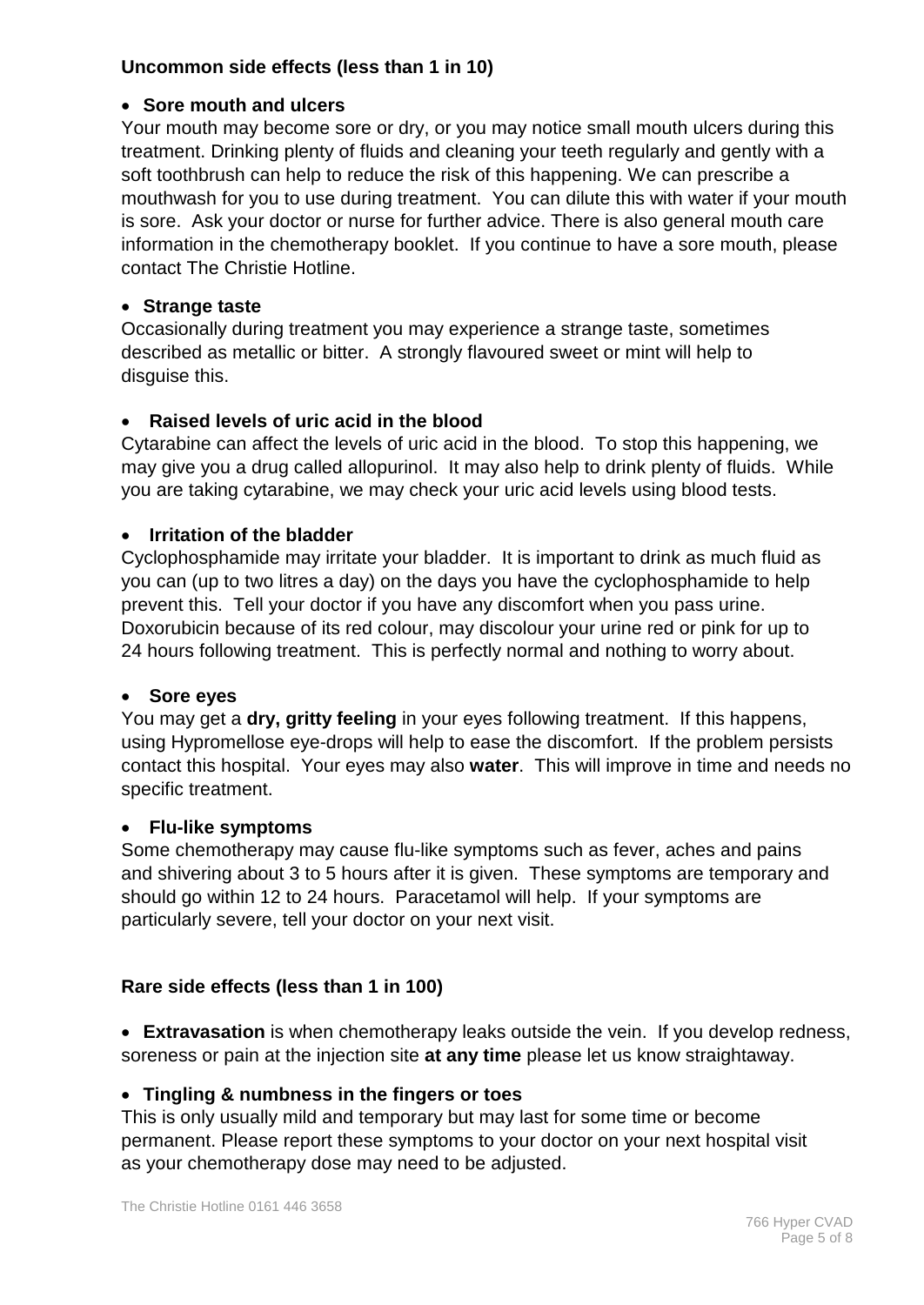### Uncommon side effects (less than 1 in 10)

- **Sore mouth and ulcers**

Your mouth may become sore or dry, or you may notice small mouth ulcers during this treatment. Drinking plenty of fluids and cleaning your teeth regularly and gently with a soft toothbrush can help to reduce the risk of this happening. We can prescribe a mouthwash for you to use during treatment. You can dilute this with water if your mouth is sore. Ask your doctor or nurse for further advice. There is also general mouth care information in the chemotherapy booklet. If you continue to have a sore mouth, please contact The Christie Hotline.

- **Strange taste**

Occasionally during treatment you may experience a strange taste, sometimes described as metallic or bitter. A strongly flavoured sweet or mint will help to disguise this.

- **Raised levels of uric acid in the blood**

Cytarabine can affect the levels of uric acid in the blood. To stop this happening, we may give you a drug called allopurinol. It may also help to drink plenty of fluids. While you are taking cytarabine, we may check your uric acid levels using blood tests.

- **Irritation of the bladder**

Cyclophosphamide may irritate your bladder. It is important to drink as much fluid as you can (up to two litres a day) on the days you have the cyclophosphamide to help prevent this. Tell your doctor if you have any discomfort when you pass urine. Doxorubicin because of its red colour, may discolour your urine red or pink for up to 24 hours following treatment. This is perfectly normal and nothing to worry about.

- **Sore eyes**

You may get a **dry, gritty feeling** in your eyes following treatment. If this happens, using Hypromellose eye-drops will help to ease the discomfort. If the problem persists contact this hospital. Your eyes may also **water**. This will improve in time and needs no specific treatment.

- **Flu-like symptoms**

Some chemotherapy may cause flu-like symptoms such as fever, aches and pains and shivering about 3 to 5 hours after it is given. These symptoms are temporary and should go within 12 to 24 hours. Paracetamol will help. If your symptoms are particularly severe, tell your doctor on your next visit.

### Rare side effects (less than 1 in 100)

- **Extravasation** is when chemotherapy leaks outside the vein. If you develop redness, soreness or pain at the injection site **at any time** please let us know straightaway.

- **Tingling & numbness in the fingers or toes**

This is only usually mild and temporary but may last for some time or become permanent. Please report these symptoms to your doctor on your next hospital visit as your chemotherapy dose may need to be adjusted.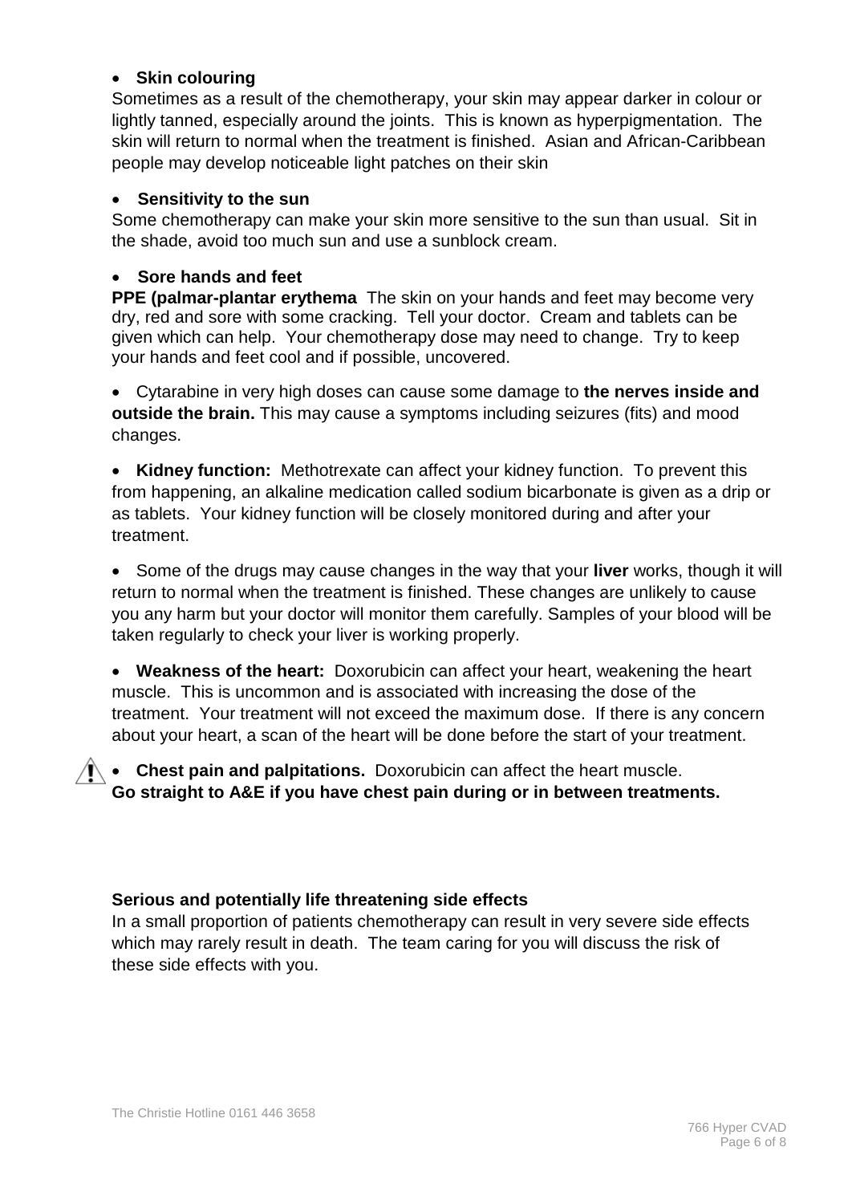- **Skin colouring**

Sometimes as a result of the chemotherapy, your skin may appear darker in colour or lightly tanned, especially around the joints. This is known as hyperpigmentation. The skin will return to normal when the treatment is finished. Asian and African-Caribbean people may develop noticeable light patches on their skin

- **Sensitivity to the sun**

Some chemotherapy can make your skin more sensitive to the sun than usual. Sit in the shade, avoid too much sun and use a sunblock cream.

- **Sore hands and feet**

**PPE (palmar-plantar erythema** The skin on your hands and feet may become very dry, red and sore with some cracking. Tell your doctor. Cream and tablets can be given which can help. Your chemotherapy dose may need to change. Try to keep your hands and feet cool and if possible, uncovered.

- Cytarabine in very high doses can cause some damage to **the nerves inside and outside the brain.** This may cause a symptoms including seizures (fits) and mood changes.

- **Kidney function:** Methotrexate can affect your kidney function. To prevent this from happening, an alkaline medication called sodium bicarbonate is given as a drip or as tablets. Your kidney function will be closely monitored during and after your treatment.

- Some of the drugs may cause changes in the way that your **liver** works, though it will return to normal when the treatment is finished. These changes are unlikely to cause you any harm but your doctor will monitor them carefully. Samples of your blood will be taken regularly to check your liver is working properly.

- **Weakness of the heart:** Doxorubicin can affect your heart, weakening the heart muscle. This is uncommon and is associated with increasing the dose of the treatment. Your treatment will not exceed the maximum dose. If there is any concern about your heart, a scan of the heart will be done before the start of your treatment.

- ⚠ **Chest pain and palpitations.** Doxorubicin can affect the heart muscle. **Go straight to A&E if you have chest pain during or in between treatments.**

**Serious and potentially life threatening side effects**

In a small proportion of patients chemotherapy can result in very severe side effects which may rarely result in death. The team caring for you will discuss the risk of these side effects with you.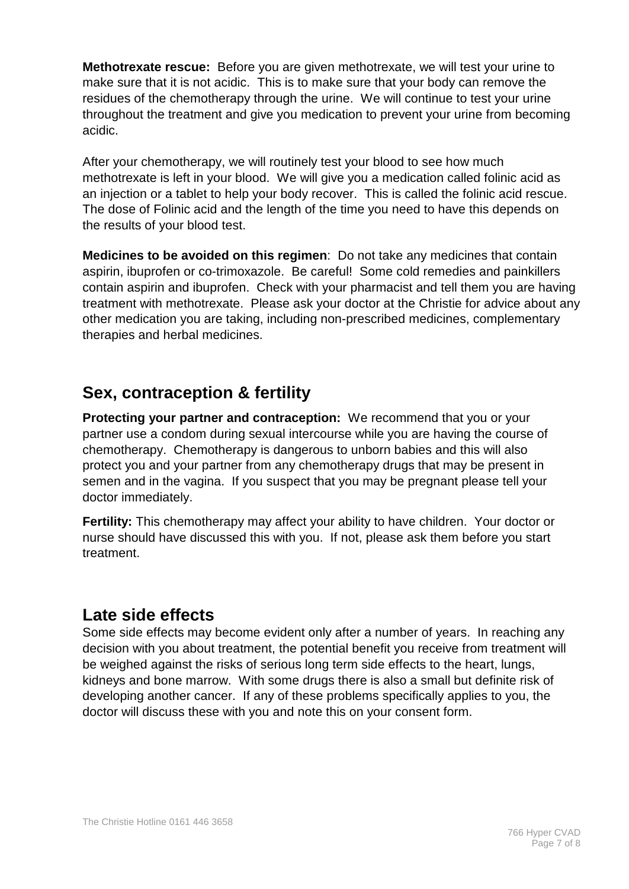**Methotrexate rescue:** Before you are given methotrexate, we will test your urine to make sure that it is not acidic. This is to make sure that your body can remove the residues of the chemotherapy through the urine. We will continue to test your urine throughout the treatment and give you medication to prevent your urine from becoming acidic.

After your chemotherapy, we will routinely test your blood to see how much methotrexate is left in your blood. We will give you a medication called folinic acid as an injection or a tablet to help your body recover. This is called the folinic acid rescue. The dose of Folinic acid and the length of the time you need to have this depends on the results of your blood test.

**Medicines to be avoided on this regimen**: Do not take any medicines that contain aspirin, ibuprofen or co-trimoxazole. Be careful! Some cold remedies and painkillers contain aspirin and ibuprofen. Check with your pharmacist and tell them you are having treatment with methotrexate. Please ask your doctor at the Christie for advice about any other medication you are taking, including non-prescribed medicines, complementary therapies and herbal medicines.

## Sex, contraception & fertility

**Protecting your partner and contraception:** We recommend that you or your partner use a condom during sexual intercourse while you are having the course of chemotherapy. Chemotherapy is dangerous to unborn babies and this will also protect you and your partner from any chemotherapy drugs that may be present in semen and in the vagina. If you suspect that you may be pregnant please tell your doctor immediately.

**Fertility:** This chemotherapy may affect your ability to have children. Your doctor or nurse should have discussed this with you. If not, please ask them before you start treatment.

## Late side effects

Some side effects may become evident only after a number of years. In reaching any decision with you about treatment, the potential benefit you receive from treatment will be weighed against the risks of serious long term side effects to the heart, lungs, kidneys and bone marrow. With some drugs there is also a small but definite risk of developing another cancer. If any of these problems specifically applies to you, the doctor will discuss these with you and note this on your consent form.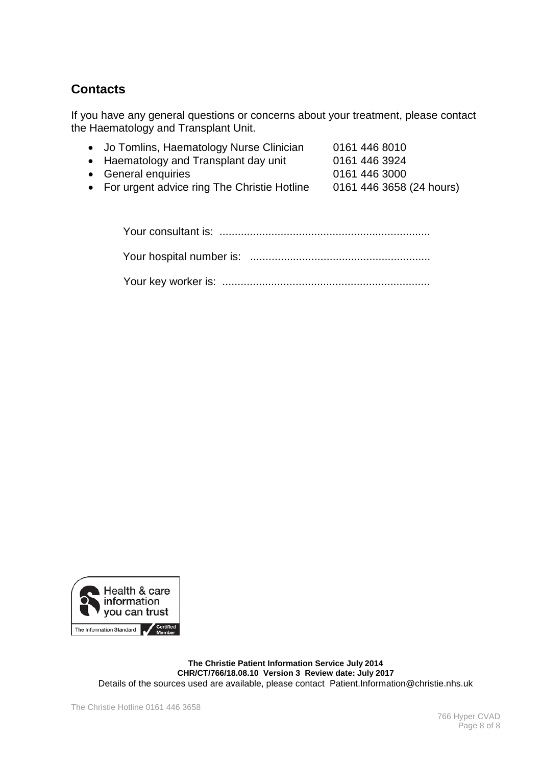## Contacts

If you have any general questions or concerns about your treatment, please contact the Haematology and Transplant Unit.

- Jo Tomlins, Haematology Nurse Clinician 0161 446 8010
- Haematology and Transplant day unit 0161 446 3924
- General enquiries 0161 446 3000
- For urgent advice ring The Christie Hotline 0161 446 3658 (24 hours)

Your consultant is: ....................................................................

Your hospital number is: ..........................................................

Your key worker is: ...................................................................

Health & care information you can trust

The Information Standard Certified Member

**The Christie Patient Information Service July 2014**
**CHR/CT/766/18.08.10 Version 3 Review date: July 2017**
Details of the sources used are available, please contact Patient.Information@christie.nhs.uk